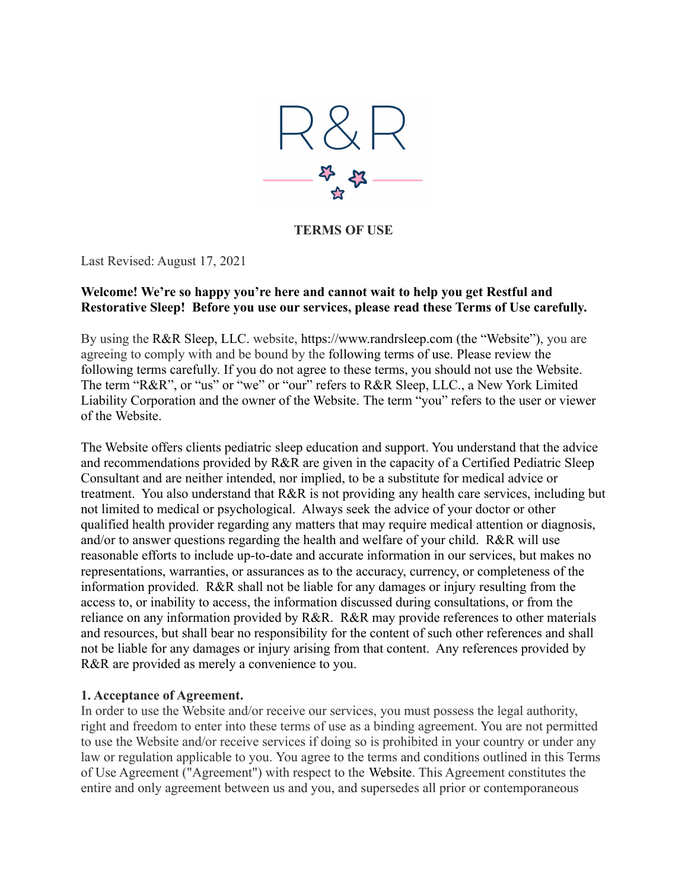R&R

# TERMS OF USE

Last Revised: August 17, 2021

**Welcome! We're so happy you're here and cannot wait to help you get Restful and Restorative Sleep! Before you use our services, please read these Terms of Use carefully.**

By using the R&R Sleep, LLC. website, https://www.randrsleep.com (the "Website"), you are agreeing to comply with and be bound by the following terms of use. Please review the following terms carefully. If you do not agree to these terms, you should not use the Website. The term "R&R", or "us" or "we" or "our" refers to R&R Sleep, LLC., a New York Limited Liability Corporation and the owner of the Website. The term "you" refers to the user or viewer of the Website.

The Website offers clients pediatric sleep education and support. You understand that the advice and recommendations provided by R&R are given in the capacity of a Certified Pediatric Sleep Consultant and are neither intended, nor implied, to be a substitute for medical advice or treatment. You also understand that R&R is not providing any health care services, including but not limited to medical or psychological. Always seek the advice of your doctor or other qualified health provider regarding any matters that may require medical attention or diagnosis, and/or to answer questions regarding the health and welfare of your child. R&R will use reasonable efforts to include up-to-date and accurate information in our services, but makes no representations, warranties, or assurances as to the accuracy, currency, or completeness of the information provided. R&R shall not be liable for any damages or injury resulting from the access to, or inability to access, the information discussed during consultations, or from the reliance on any information provided by R&R. R&R may provide references to other materials and resources, but shall bear no responsibility for the content of such other references and shall not be liable for any damages or injury arising from that content. Any references provided by R&R are provided as merely a convenience to you.

**1. Acceptance of Agreement.**

In order to use the Website and/or receive our services, you must possess the legal authority, right and freedom to enter into these terms of use as a binding agreement. You are not permitted to use the Website and/or receive services if doing so is prohibited in your country or under any law or regulation applicable to you. You agree to the terms and conditions outlined in this Terms of Use Agreement ("Agreement") with respect to the Website. This Agreement constitutes the entire and only agreement between us and you, and supersedes all prior or contemporaneous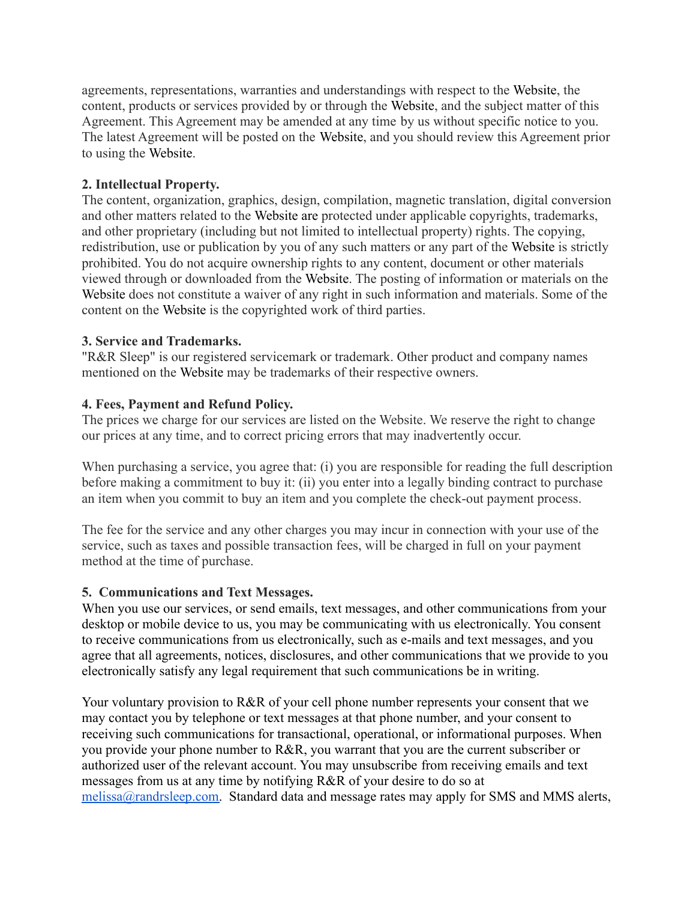agreements, representations, warranties and understandings with respect to the Website, the content, products or services provided by or through the Website, and the subject matter of this Agreement. This Agreement may be amended at any time by us without specific notice to you. The latest Agreement will be posted on the Website, and you should review this Agreement prior to using the Website.

**2. Intellectual Property.**
The content, organization, graphics, design, compilation, magnetic translation, digital conversion and other matters related to the Website are protected under applicable copyrights, trademarks, and other proprietary (including but not limited to intellectual property) rights. The copying, redistribution, use or publication by you of any such matters or any part of the Website is strictly prohibited. You do not acquire ownership rights to any content, document or other materials viewed through or downloaded from the Website. The posting of information or materials on the Website does not constitute a waiver of any right in such information and materials. Some of the content on the Website is the copyrighted work of third parties.

**3. Service and Trademarks.**
"R&R Sleep" is our registered servicemark or trademark. Other product and company names mentioned on the Website may be trademarks of their respective owners.

**4. Fees, Payment and Refund Policy.**
The prices we charge for our services are listed on the Website. We reserve the right to change our prices at any time, and to correct pricing errors that may inadvertently occur.

When purchasing a service, you agree that: (i) you are responsible for reading the full description before making a commitment to buy it: (ii) you enter into a legally binding contract to purchase an item when you commit to buy an item and you complete the check-out payment process.

The fee for the service and any other charges you may incur in connection with your use of the service, such as taxes and possible transaction fees, will be charged in full on your payment method at the time of purchase.

**5. Communications and Text Messages.**
When you use our services, or send emails, text messages, and other communications from your desktop or mobile device to us, you may be communicating with us electronically. You consent to receive communications from us electronically, such as e-mails and text messages, and you agree that all agreements, notices, disclosures, and other communications that we provide to you electronically satisfy any legal requirement that such communications be in writing.

Your voluntary provision to R&R of your cell phone number represents your consent that we may contact you by telephone or text messages at that phone number, and your consent to receiving such communications for transactional, operational, or informational purposes. When you provide your phone number to R&R, you warrant that you are the current subscriber or authorized user of the relevant account. You may unsubscribe from receiving emails and text messages from us at any time by notifying R&R of your desire to do so at melissa@randrsleep.com. Standard data and message rates may apply for SMS and MMS alerts,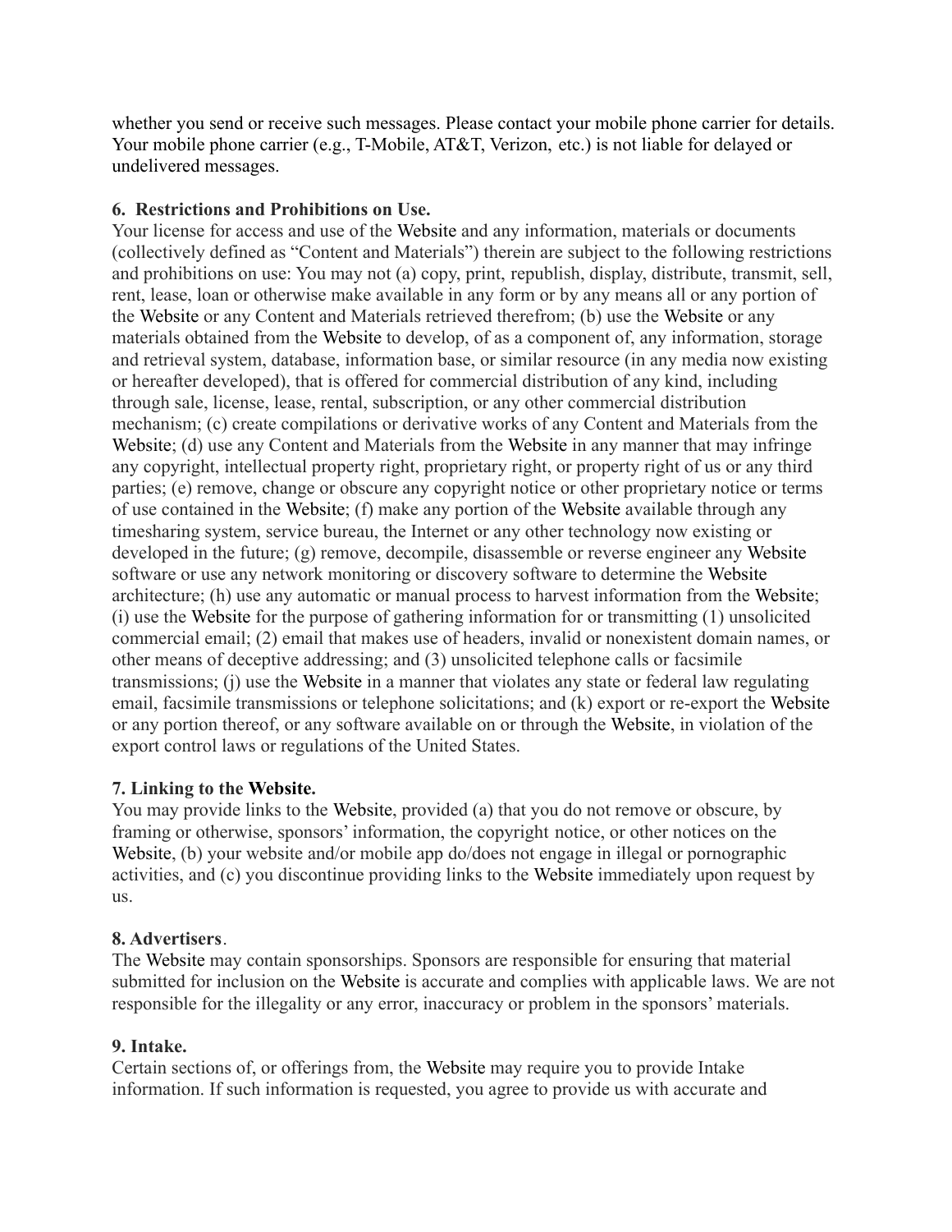whether you send or receive such messages. Please contact your mobile phone carrier for details. Your mobile phone carrier (e.g., T-Mobile, AT&T, Verizon, etc.) is not liable for delayed or undelivered messages.

**6. Restrictions and Prohibitions on Use.**

Your license for access and use of the Website and any information, materials or documents (collectively defined as "Content and Materials") therein are subject to the following restrictions and prohibitions on use: You may not (a) copy, print, republish, display, distribute, transmit, sell, rent, lease, loan or otherwise make available in any form or by any means all or any portion of the Website or any Content and Materials retrieved therefrom; (b) use the Website or any materials obtained from the Website to develop, of as a component of, any information, storage and retrieval system, database, information base, or similar resource (in any media now existing or hereafter developed), that is offered for commercial distribution of any kind, including through sale, license, lease, rental, subscription, or any other commercial distribution mechanism; (c) create compilations or derivative works of any Content and Materials from the Website; (d) use any Content and Materials from the Website in any manner that may infringe any copyright, intellectual property right, proprietary right, or property right of us or any third parties; (e) remove, change or obscure any copyright notice or other proprietary notice or terms of use contained in the Website; (f) make any portion of the Website available through any timesharing system, service bureau, the Internet or any other technology now existing or developed in the future; (g) remove, decompile, disassemble or reverse engineer any Website software or use any network monitoring or discovery software to determine the Website architecture; (h) use any automatic or manual process to harvest information from the Website; (i) use the Website for the purpose of gathering information for or transmitting (1) unsolicited commercial email; (2) email that makes use of headers, invalid or nonexistent domain names, or other means of deceptive addressing; and (3) unsolicited telephone calls or facsimile transmissions; (j) use the Website in a manner that violates any state or federal law regulating email, facsimile transmissions or telephone solicitations; and (k) export or re-export the Website or any portion thereof, or any software available on or through the Website, in violation of the export control laws or regulations of the United States.

**7. Linking to the Website.**

You may provide links to the Website, provided (a) that you do not remove or obscure, by framing or otherwise, sponsors' information, the copyright notice, or other notices on the Website, (b) your website and/or mobile app do/does not engage in illegal or pornographic activities, and (c) you discontinue providing links to the Website immediately upon request by us.

**8. Advertisers**.

The Website may contain sponsorships. Sponsors are responsible for ensuring that material submitted for inclusion on the Website is accurate and complies with applicable laws. We are not responsible for the illegality or any error, inaccuracy or problem in the sponsors' materials.

**9. Intake.**

Certain sections of, or offerings from, the Website may require you to provide Intake information. If such information is requested, you agree to provide us with accurate and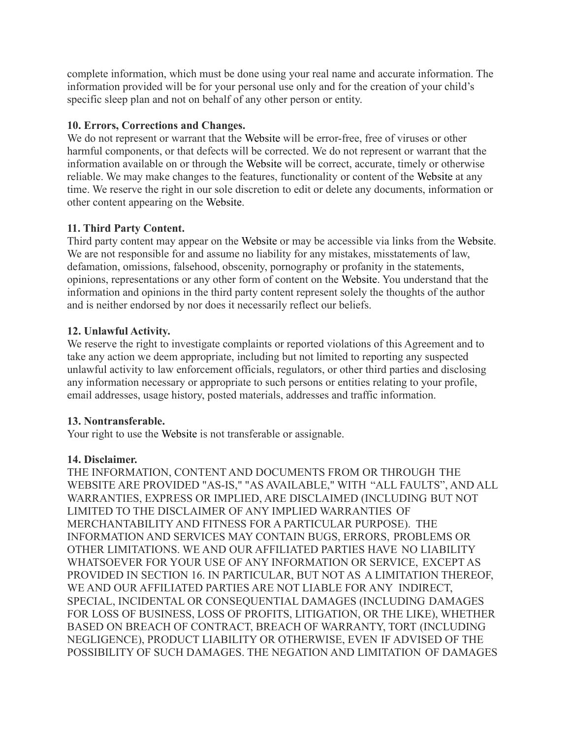complete information, which must be done using your real name and accurate information. The information provided will be for your personal use only and for the creation of your child's specific sleep plan and not on behalf of any other person or entity.

**10. Errors, Corrections and Changes.**
We do not represent or warrant that the Website will be error-free, free of viruses or other harmful components, or that defects will be corrected. We do not represent or warrant that the information available on or through the Website will be correct, accurate, timely or otherwise reliable. We may make changes to the features, functionality or content of the Website at any time. We reserve the right in our sole discretion to edit or delete any documents, information or other content appearing on the Website.

**11. Third Party Content.**
Third party content may appear on the Website or may be accessible via links from the Website. We are not responsible for and assume no liability for any mistakes, misstatements of law, defamation, omissions, falsehood, obscenity, pornography or profanity in the statements, opinions, representations or any other form of content on the Website. You understand that the information and opinions in the third party content represent solely the thoughts of the author and is neither endorsed by nor does it necessarily reflect our beliefs.

**12. Unlawful Activity.**
We reserve the right to investigate complaints or reported violations of this Agreement and to take any action we deem appropriate, including but not limited to reporting any suspected unlawful activity to law enforcement officials, regulators, or other third parties and disclosing any information necessary or appropriate to such persons or entities relating to your profile, email addresses, usage history, posted materials, addresses and traffic information.

**13. Nontransferable.**
Your right to use the Website is not transferable or assignable.

**14. Disclaimer.**
THE INFORMATION, CONTENT AND DOCUMENTS FROM OR THROUGH THE WEBSITE ARE PROVIDED "AS-IS," "AS AVAILABLE," WITH "ALL FAULTS", AND ALL WARRANTIES, EXPRESS OR IMPLIED, ARE DISCLAIMED (INCLUDING BUT NOT LIMITED TO THE DISCLAIMER OF ANY IMPLIED WARRANTIES OF MERCHANTABILITY AND FITNESS FOR A PARTICULAR PURPOSE). THE INFORMATION AND SERVICES MAY CONTAIN BUGS, ERRORS, PROBLEMS OR OTHER LIMITATIONS. WE AND OUR AFFILIATED PARTIES HAVE NO LIABILITY WHATSOEVER FOR YOUR USE OF ANY INFORMATION OR SERVICE, EXCEPT AS PROVIDED IN SECTION 16. IN PARTICULAR, BUT NOT AS A LIMITATION THEREOF, WE AND OUR AFFILIATED PARTIES ARE NOT LIABLE FOR ANY INDIRECT, SPECIAL, INCIDENTAL OR CONSEQUENTIAL DAMAGES (INCLUDING DAMAGES FOR LOSS OF BUSINESS, LOSS OF PROFITS, LITIGATION, OR THE LIKE), WHETHER BASED ON BREACH OF CONTRACT, BREACH OF WARRANTY, TORT (INCLUDING NEGLIGENCE), PRODUCT LIABILITY OR OTHERWISE, EVEN IF ADVISED OF THE POSSIBILITY OF SUCH DAMAGES. THE NEGATION AND LIMITATION OF DAMAGES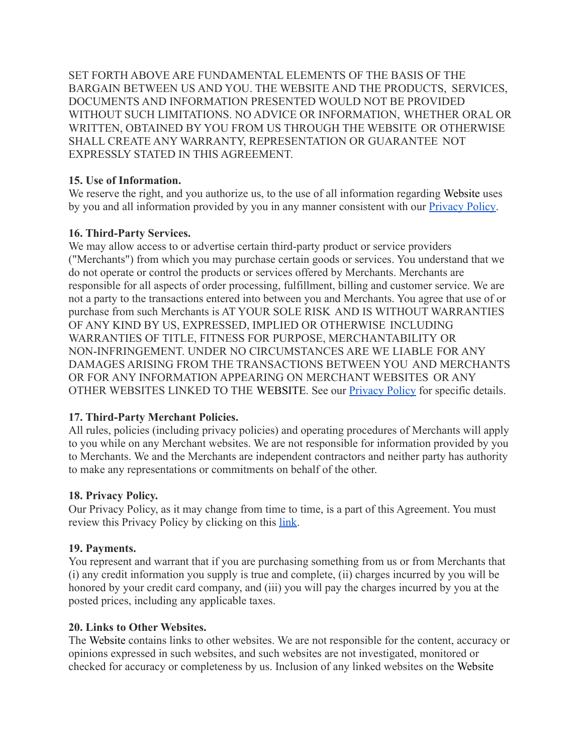SET FORTH ABOVE ARE FUNDAMENTAL ELEMENTS OF THE BASIS OF THE BARGAIN BETWEEN US AND YOU. THE WEBSITE AND THE PRODUCTS, SERVICES, DOCUMENTS AND INFORMATION PRESENTED WOULD NOT BE PROVIDED WITHOUT SUCH LIMITATIONS. NO ADVICE OR INFORMATION, WHETHER ORAL OR WRITTEN, OBTAINED BY YOU FROM US THROUGH THE WEBSITE OR OTHERWISE SHALL CREATE ANY WARRANTY, REPRESENTATION OR GUARANTEE NOT EXPRESSLY STATED IN THIS AGREEMENT.

**15. Use of Information.**
We reserve the right, and you authorize us, to the use of all information regarding Website uses by you and all information provided by you in any manner consistent with our Privacy Policy.

**16. Third-Party Services.**
We may allow access to or advertise certain third-party product or service providers ("Merchants") from which you may purchase certain goods or services. You understand that we do not operate or control the products or services offered by Merchants. Merchants are responsible for all aspects of order processing, fulfillment, billing and customer service. We are not a party to the transactions entered into between you and Merchants. You agree that use of or purchase from such Merchants is AT YOUR SOLE RISK AND IS WITHOUT WARRANTIES OF ANY KIND BY US, EXPRESSED, IMPLIED OR OTHERWISE INCLUDING WARRANTIES OF TITLE, FITNESS FOR PURPOSE, MERCHANTABILITY OR NON-INFRINGEMENT. UNDER NO CIRCUMSTANCES ARE WE LIABLE FOR ANY DAMAGES ARISING FROM THE TRANSACTIONS BETWEEN YOU AND MERCHANTS OR FOR ANY INFORMATION APPEARING ON MERCHANT WEBSITES OR ANY OTHER WEBSITES LINKED TO THE WEBSITE. See our Privacy Policy for specific details.

**17. Third-Party Merchant Policies.**
All rules, policies (including privacy policies) and operating procedures of Merchants will apply to you while on any Merchant websites. We are not responsible for information provided by you to Merchants. We and the Merchants are independent contractors and neither party has authority to make any representations or commitments on behalf of the other.

**18. Privacy Policy.**
Our Privacy Policy, as it may change from time to time, is a part of this Agreement. You must review this Privacy Policy by clicking on this link.

**19. Payments.**
You represent and warrant that if you are purchasing something from us or from Merchants that (i) any credit information you supply is true and complete, (ii) charges incurred by you will be honored by your credit card company, and (iii) you will pay the charges incurred by you at the posted prices, including any applicable taxes.

**20. Links to Other Websites.**
The Website contains links to other websites. We are not responsible for the content, accuracy or opinions expressed in such websites, and such websites are not investigated, monitored or checked for accuracy or completeness by us. Inclusion of any linked websites on the Website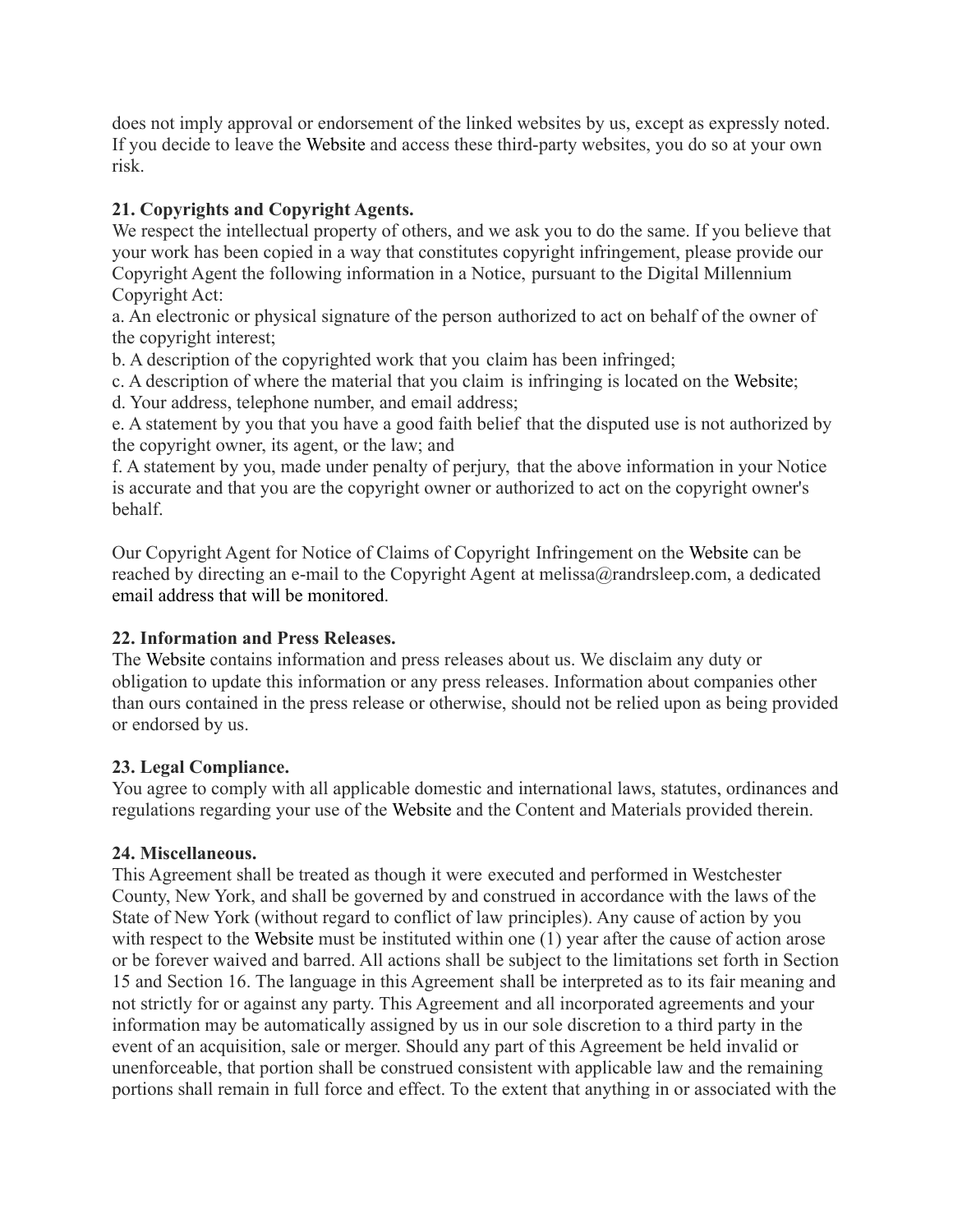does not imply approval or endorsement of the linked websites by us, except as expressly noted. If you decide to leave the Website and access these third-party websites, you do so at your own risk.

**21. Copyrights and Copyright Agents.**
We respect the intellectual property of others, and we ask you to do the same. If you believe that your work has been copied in a way that constitutes copyright infringement, please provide our Copyright Agent the following information in a Notice, pursuant to the Digital Millennium Copyright Act:

a. An electronic or physical signature of the person authorized to act on behalf of the owner of the copyright interest;
b. A description of the copyrighted work that you claim has been infringed;
c. A description of where the material that you claim is infringing is located on the Website;
d. Your address, telephone number, and email address;
e. A statement by you that you have a good faith belief that the disputed use is not authorized by the copyright owner, its agent, or the law; and
f. A statement by you, made under penalty of perjury, that the above information in your Notice is accurate and that you are the copyright owner or authorized to act on the copyright owner's behalf.

Our Copyright Agent for Notice of Claims of Copyright Infringement on the Website can be reached by directing an e-mail to the Copyright Agent at melissa@randrsleep.com, a dedicated email address that will be monitored.

**22. Information and Press Releases.**
The Website contains information and press releases about us. We disclaim any duty or obligation to update this information or any press releases. Information about companies other than ours contained in the press release or otherwise, should not be relied upon as being provided or endorsed by us.

**23. Legal Compliance.**
You agree to comply with all applicable domestic and international laws, statutes, ordinances and regulations regarding your use of the Website and the Content and Materials provided therein.

**24. Miscellaneous.**
This Agreement shall be treated as though it were executed and performed in Westchester County, New York, and shall be governed by and construed in accordance with the laws of the State of New York (without regard to conflict of law principles). Any cause of action by you with respect to the Website must be instituted within one (1) year after the cause of action arose or be forever waived and barred. All actions shall be subject to the limitations set forth in Section 15 and Section 16. The language in this Agreement shall be interpreted as to its fair meaning and not strictly for or against any party. This Agreement and all incorporated agreements and your information may be automatically assigned by us in our sole discretion to a third party in the event of an acquisition, sale or merger. Should any part of this Agreement be held invalid or unenforceable, that portion shall be construed consistent with applicable law and the remaining portions shall remain in full force and effect. To the extent that anything in or associated with the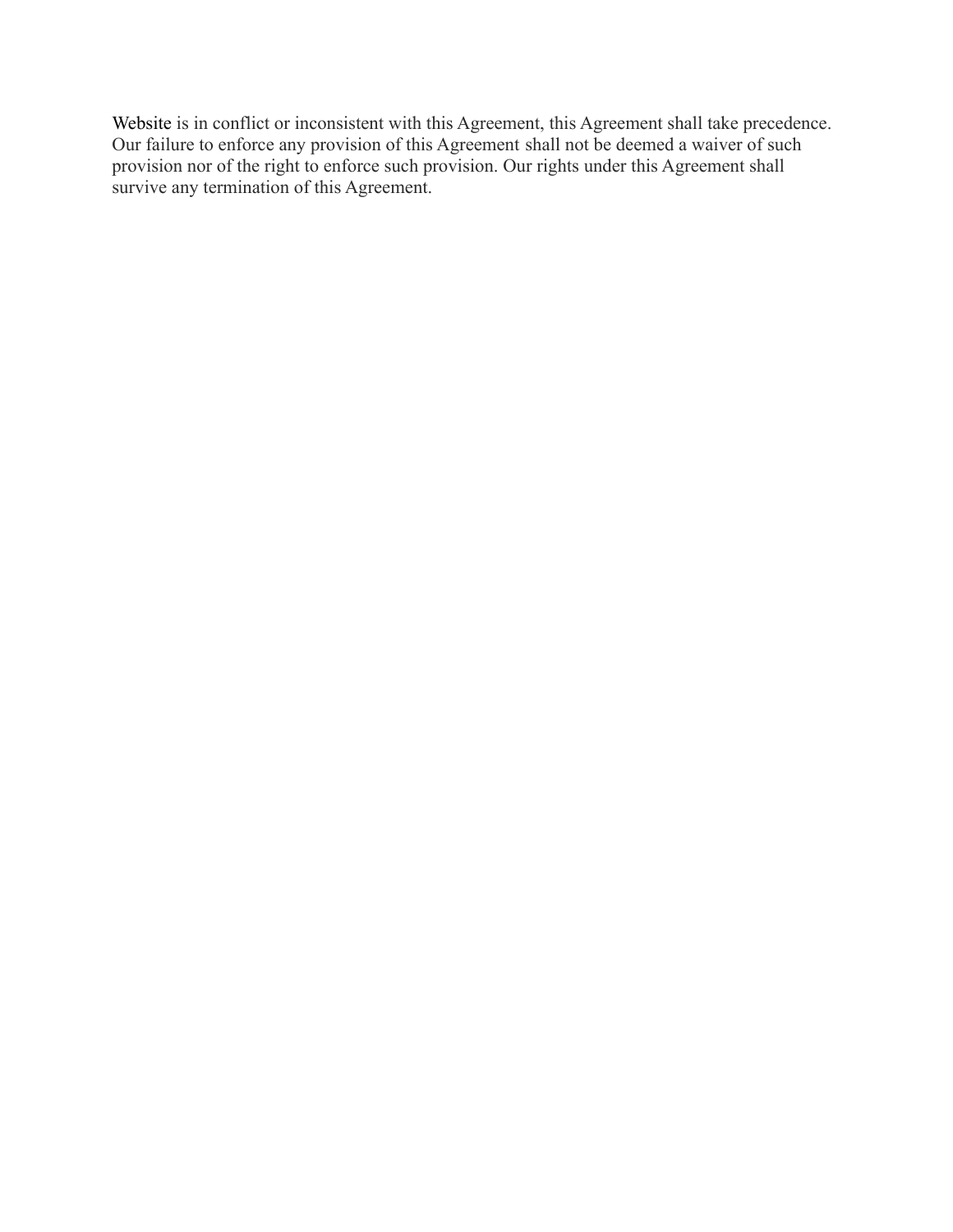Website is in conflict or inconsistent with this Agreement, this Agreement shall take precedence. Our failure to enforce any provision of this Agreement shall not be deemed a waiver of such provision nor of the right to enforce such provision. Our rights under this Agreement shall survive any termination of this Agreement.